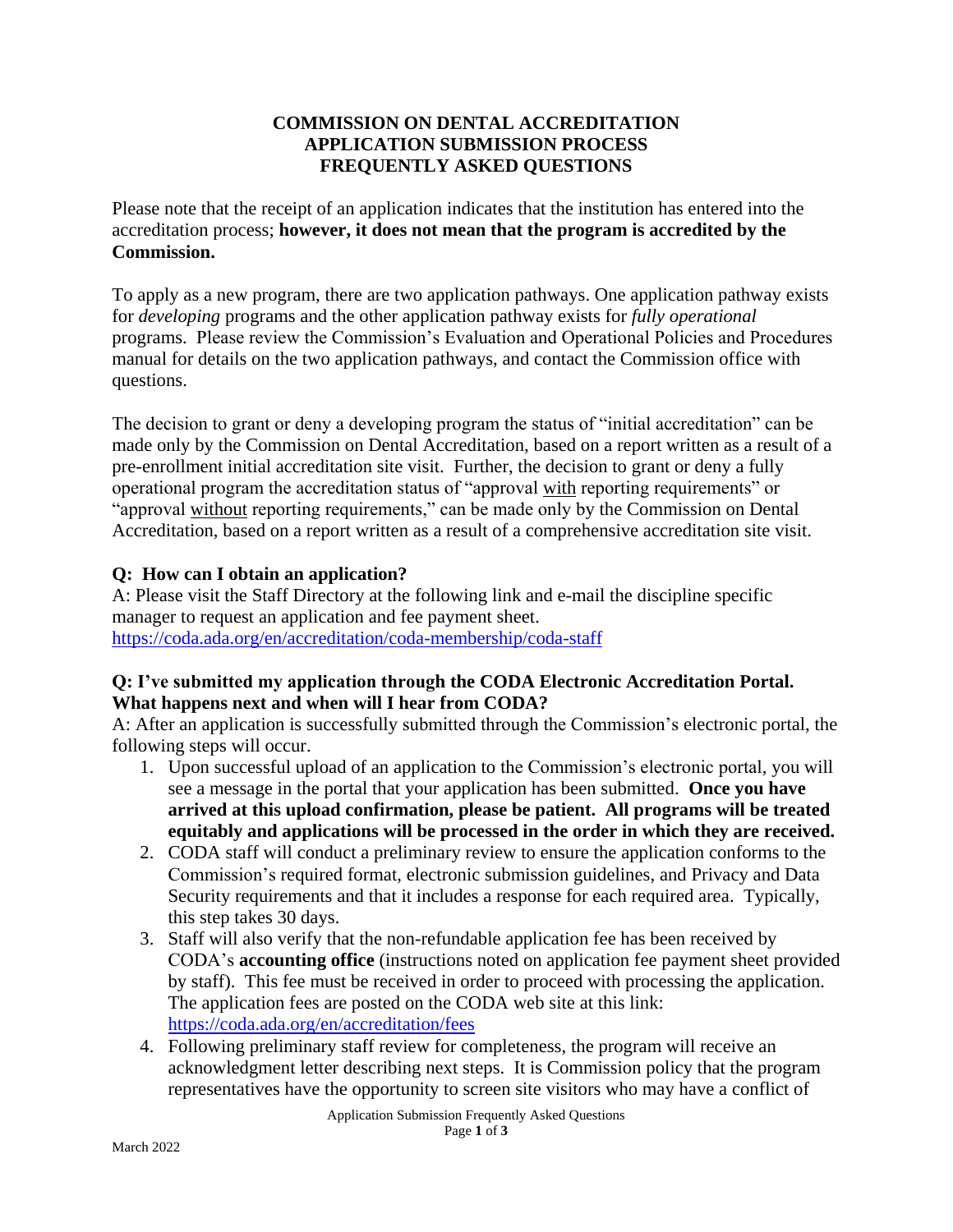# COMMISSION ON DENTAL ACCREDITATION
# APPLICATION SUBMISSION PROCESS
# FREQUENTLY ASKED QUESTIONS

Please note that the receipt of an application indicates that the institution has entered into the accreditation process; **however, it does not mean that the program is accredited by the Commission.**

To apply as a new program, there are two application pathways. One application pathway exists for *developing* programs and the other application pathway exists for *fully operational* programs. Please review the Commission's Evaluation and Operational Policies and Procedures manual for details on the two application pathways, and contact the Commission office with questions.

The decision to grant or deny a developing program the status of "initial accreditation" can be made only by the Commission on Dental Accreditation, based on a report written as a result of a pre-enrollment initial accreditation site visit. Further, the decision to grant or deny a fully operational program the accreditation status of "approval <u>with</u> reporting requirements" or "approval <u>without</u> reporting requirements," can be made only by the Commission on Dental Accreditation, based on a report written as a result of a comprehensive accreditation site visit.

### Q: How can I obtain an application?

A: Please visit the Staff Directory at the following link and e-mail the discipline specific manager to request an application and fee payment sheet.
https://coda.ada.org/en/accreditation/coda-membership/coda-staff

### Q: I've submitted my application through the CODA Electronic Accreditation Portal. What happens next and when will I hear from CODA?

A: After an application is successfully submitted through the Commission's electronic portal, the following steps will occur.

1. Upon successful upload of an application to the Commission's electronic portal, you will see a message in the portal that your application has been submitted. **Once you have arrived at this upload confirmation, please be patient. All programs will be treated equitably and applications will be processed in the order in which they are received.**
2. CODA staff will conduct a preliminary review to ensure the application conforms to the Commission's required format, electronic submission guidelines, and Privacy and Data Security requirements and that it includes a response for each required area. Typically, this step takes 30 days.
3. Staff will also verify that the non-refundable application fee has been received by CODA's **accounting office** (instructions noted on application fee payment sheet provided by staff). This fee must be received in order to proceed with processing the application. The application fees are posted on the CODA web site at this link: https://coda.ada.org/en/accreditation/fees
4. Following preliminary staff review for completeness, the program will receive an acknowledgment letter describing next steps. It is Commission policy that the program representatives have the opportunity to screen site visitors who may have a conflict of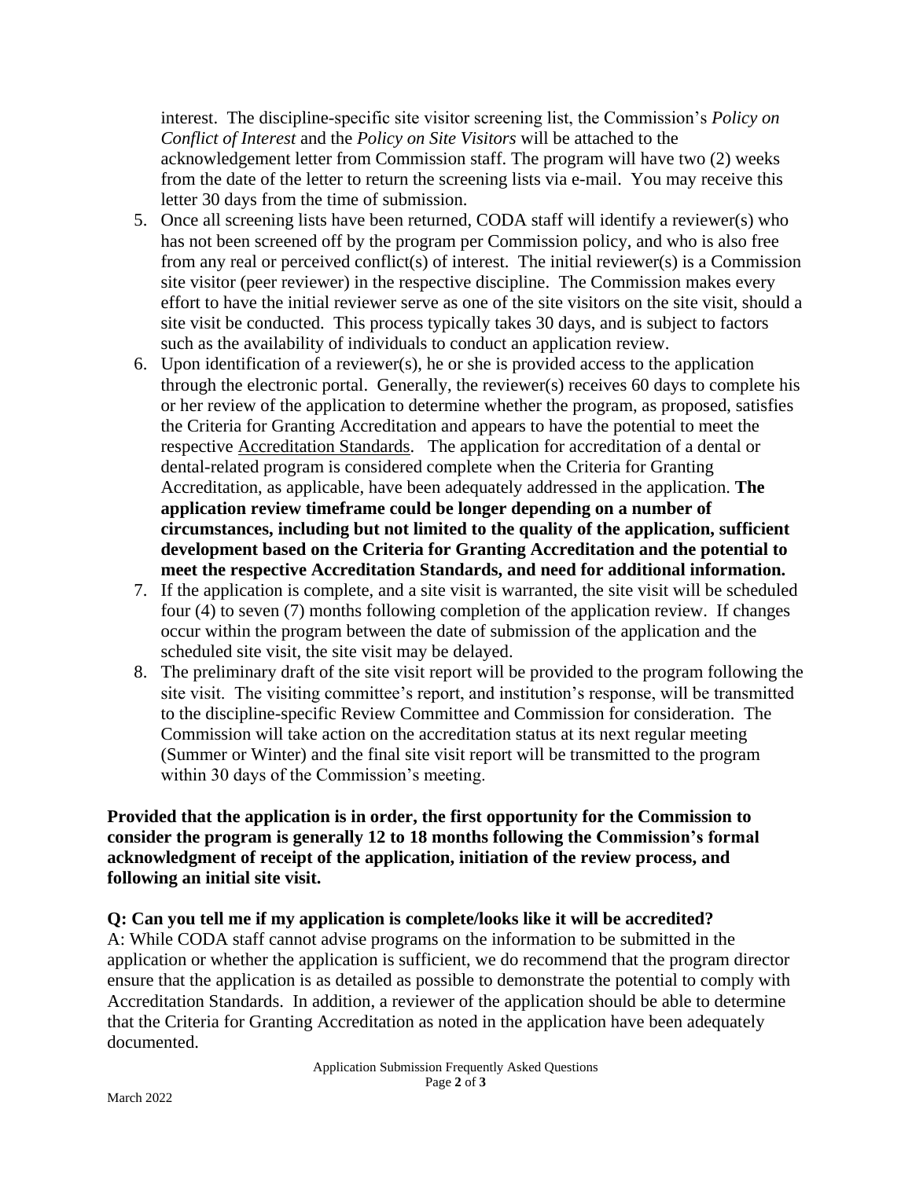interest. The discipline-specific site visitor screening list, the Commission's *Policy on Conflict of Interest* and the *Policy on Site Visitors* will be attached to the acknowledgement letter from Commission staff. The program will have two (2) weeks from the date of the letter to return the screening lists via e-mail. You may receive this letter 30 days from the time of submission.

5. Once all screening lists have been returned, CODA staff will identify a reviewer(s) who has not been screened off by the program per Commission policy, and who is also free from any real or perceived conflict(s) of interest. The initial reviewer(s) is a Commission site visitor (peer reviewer) in the respective discipline. The Commission makes every effort to have the initial reviewer serve as one of the site visitors on the site visit, should a site visit be conducted. This process typically takes 30 days, and is subject to factors such as the availability of individuals to conduct an application review.
6. Upon identification of a reviewer(s), he or she is provided access to the application through the electronic portal. Generally, the reviewer(s) receives 60 days to complete his or her review of the application to determine whether the program, as proposed, satisfies the Criteria for Granting Accreditation and appears to have the potential to meet the respective Accreditation Standards. The application for accreditation of a dental or dental-related program is considered complete when the Criteria for Granting Accreditation, as applicable, have been adequately addressed in the application. **The application review timeframe could be longer depending on a number of circumstances, including but not limited to the quality of the application, sufficient development based on the Criteria for Granting Accreditation and the potential to meet the respective Accreditation Standards, and need for additional information.**
7. If the application is complete, and a site visit is warranted, the site visit will be scheduled four (4) to seven (7) months following completion of the application review. If changes occur within the program between the date of submission of the application and the scheduled site visit, the site visit may be delayed.
8. The preliminary draft of the site visit report will be provided to the program following the site visit. The visiting committee's report, and institution's response, will be transmitted to the discipline-specific Review Committee and Commission for consideration. The Commission will take action on the accreditation status at its next regular meeting (Summer or Winter) and the final site visit report will be transmitted to the program within 30 days of the Commission's meeting.

**Provided that the application is in order, the first opportunity for the Commission to consider the program is generally 12 to 18 months following the Commission's formal acknowledgment of receipt of the application, initiation of the review process, and following an initial site visit.**

**Q: Can you tell me if my application is complete/looks like it will be accredited?**

A: While CODA staff cannot advise programs on the information to be submitted in the application or whether the application is sufficient, we do recommend that the program director ensure that the application is as detailed as possible to demonstrate the potential to comply with Accreditation Standards. In addition, a reviewer of the application should be able to determine that the Criteria for Granting Accreditation as noted in the application have been adequately documented.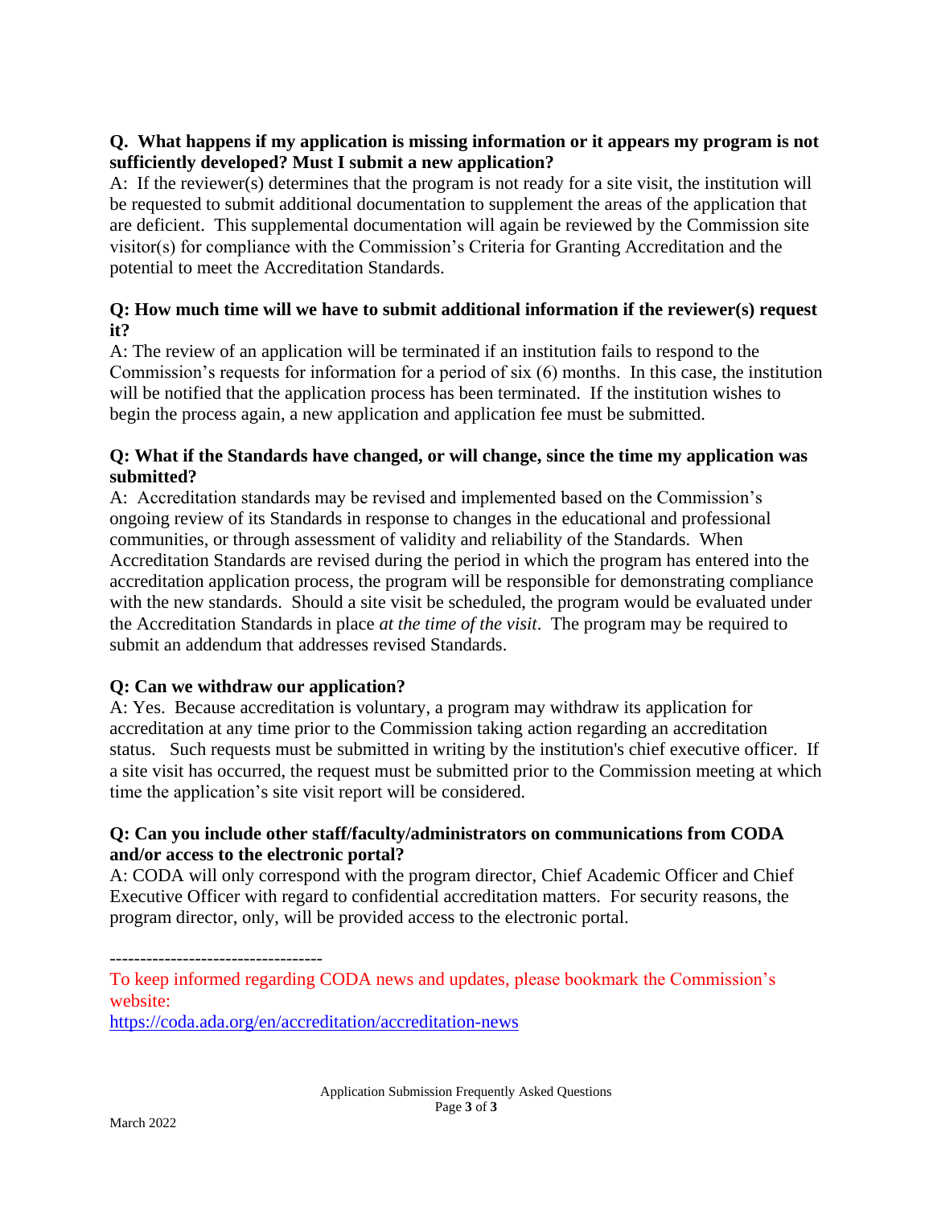**Q. What happens if my application is missing information or it appears my program is not sufficiently developed? Must I submit a new application?**

A: If the reviewer(s) determines that the program is not ready for a site visit, the institution will be requested to submit additional documentation to supplement the areas of the application that are deficient. This supplemental documentation will again be reviewed by the Commission site visitor(s) for compliance with the Commission's Criteria for Granting Accreditation and the potential to meet the Accreditation Standards.

**Q: How much time will we have to submit additional information if the reviewer(s) request it?**

A: The review of an application will be terminated if an institution fails to respond to the Commission's requests for information for a period of six (6) months. In this case, the institution will be notified that the application process has been terminated. If the institution wishes to begin the process again, a new application and application fee must be submitted.

**Q: What if the Standards have changed, or will change, since the time my application was submitted?**

A: Accreditation standards may be revised and implemented based on the Commission's ongoing review of its Standards in response to changes in the educational and professional communities, or through assessment of validity and reliability of the Standards. When Accreditation Standards are revised during the period in which the program has entered into the accreditation application process, the program will be responsible for demonstrating compliance with the new standards. Should a site visit be scheduled, the program would be evaluated under the Accreditation Standards in place *at the time of the visit*. The program may be required to submit an addendum that addresses revised Standards.

**Q: Can we withdraw our application?**

A: Yes. Because accreditation is voluntary, a program may withdraw its application for accreditation at any time prior to the Commission taking action regarding an accreditation status. Such requests must be submitted in writing by the institution's chief executive officer. If a site visit has occurred, the request must be submitted prior to the Commission meeting at which time the application's site visit report will be considered.

**Q: Can you include other staff/faculty/administrators on communications from CODA and/or access to the electronic portal?**

A: CODA will only correspond with the program director, Chief Academic Officer and Chief Executive Officer with regard to confidential accreditation matters. For security reasons, the program director, only, will be provided access to the electronic portal.

-----------------------------------

To keep informed regarding CODA news and updates, please bookmark the Commission's website:
https://coda.ada.org/en/accreditation/accreditation-news

Application Submission Frequently Asked Questions

March 2022